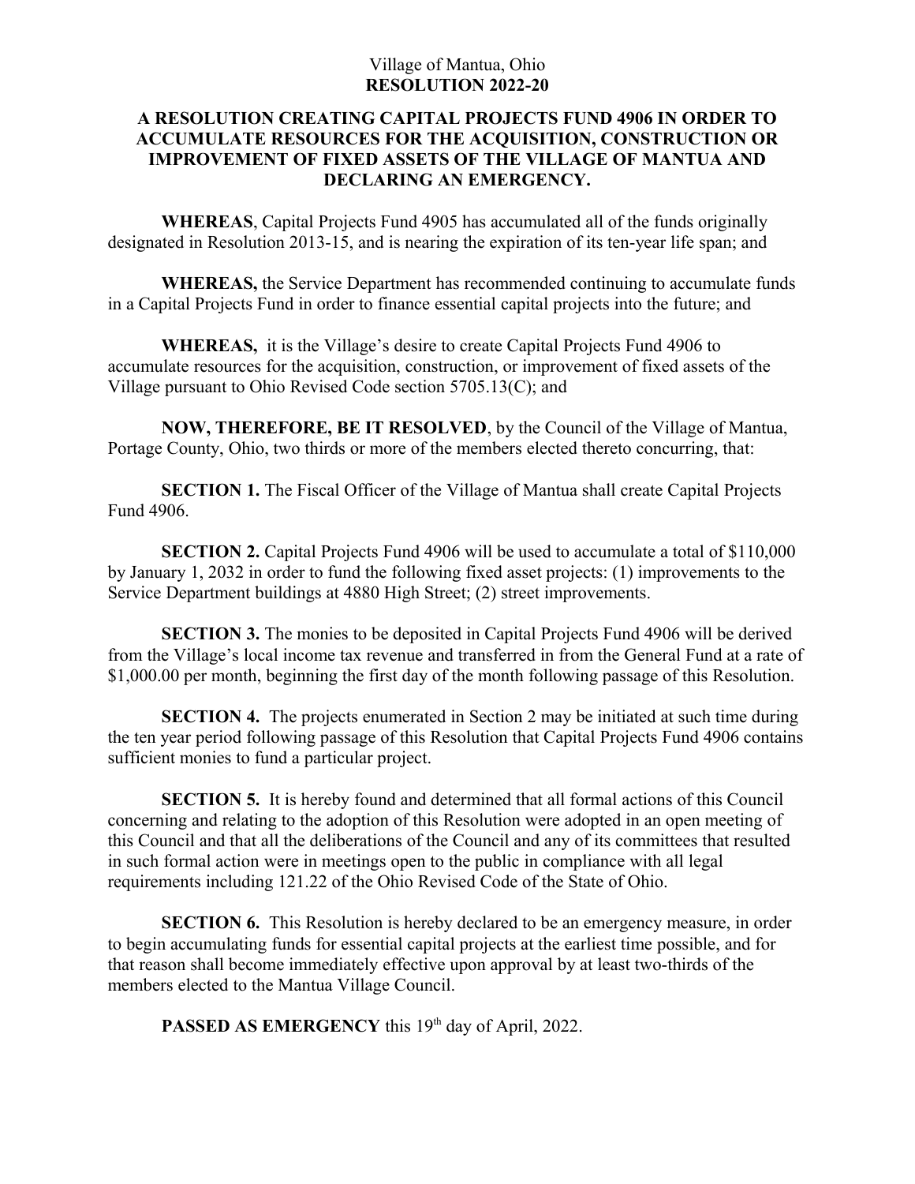Village of Mantua, Ohio
**RESOLUTION 2022-20**

# A RESOLUTION CREATING CAPITAL PROJECTS FUND 4906 IN ORDER TO ACCUMULATE RESOURCES FOR THE ACQUISITION, CONSTRUCTION OR IMPROVEMENT OF FIXED ASSETS OF THE VILLAGE OF MANTUA AND DECLARING AN EMERGENCY.

**WHEREAS**, Capital Projects Fund 4905 has accumulated all of the funds originally designated in Resolution 2013-15, and is nearing the expiration of its ten-year life span; and

**WHEREAS,** the Service Department has recommended continuing to accumulate funds in a Capital Projects Fund in order to finance essential capital projects into the future; and

**WHEREAS,** it is the Village's desire to create Capital Projects Fund 4906 to accumulate resources for the acquisition, construction, or improvement of fixed assets of the Village pursuant to Ohio Revised Code section 5705.13(C); and

**NOW, THEREFORE, BE IT RESOLVED**, by the Council of the Village of Mantua, Portage County, Ohio, two thirds or more of the members elected thereto concurring, that:

**SECTION 1.** The Fiscal Officer of the Village of Mantua shall create Capital Projects Fund 4906.

**SECTION 2.** Capital Projects Fund 4906 will be used to accumulate a total of $110,000 by January 1, 2032 in order to fund the following fixed asset projects: (1) improvements to the Service Department buildings at 4880 High Street; (2) street improvements.

**SECTION 3.** The monies to be deposited in Capital Projects Fund 4906 will be derived from the Village's local income tax revenue and transferred in from the General Fund at a rate of $1,000.00 per month, beginning the first day of the month following passage of this Resolution.

**SECTION 4.** The projects enumerated in Section 2 may be initiated at such time during the ten year period following passage of this Resolution that Capital Projects Fund 4906 contains sufficient monies to fund a particular project.

**SECTION 5.** It is hereby found and determined that all formal actions of this Council concerning and relating to the adoption of this Resolution were adopted in an open meeting of this Council and that all the deliberations of the Council and any of its committees that resulted in such formal action were in meetings open to the public in compliance with all legal requirements including 121.22 of the Ohio Revised Code of the State of Ohio.

**SECTION 6.** This Resolution is hereby declared to be an emergency measure, in order to begin accumulating funds for essential capital projects at the earliest time possible, and for that reason shall become immediately effective upon approval by at least two-thirds of the members elected to the Mantua Village Council.

**PASSED AS EMERGENCY** this 19th day of April, 2022.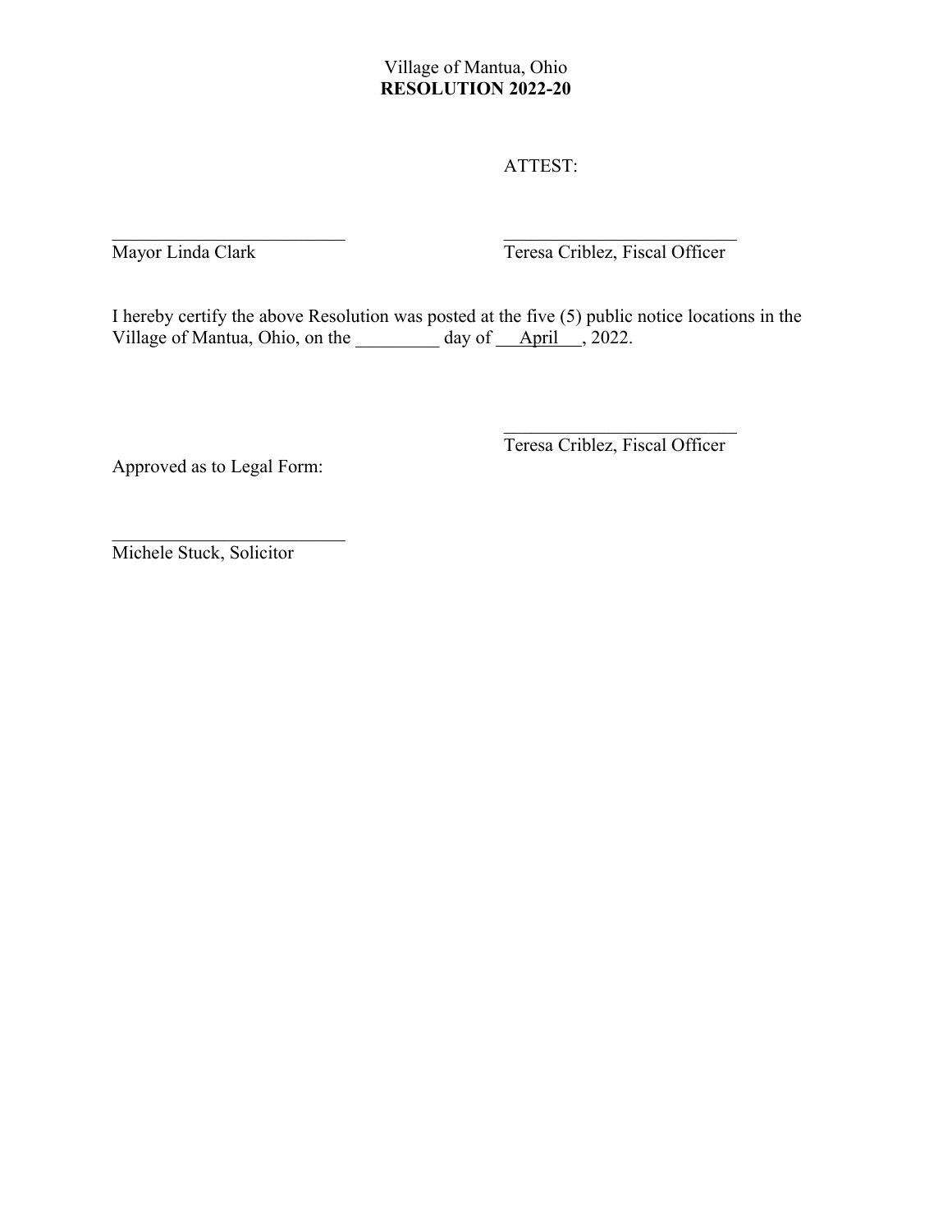Village of Mantua, Ohio
**RESOLUTION 2022-20**

ATTEST:

\_\_\_\_\_\_\_\_\_\_\_\_\_\_\_\_\_\_\_\_\_\_\_\_\_\_ \_\_\_\_\_\_\_\_\_\_\_\_\_\_\_\_\_\_\_\_\_\_\_\_\_\_
Mayor Linda Clark Teresa Criblez, Fiscal Officer

I hereby certify the above Resolution was posted at the five (5) public notice locations in the Village of Mantua, Ohio, on the \_\_\_\_\_\_\_\_\_ day of \_\_\_April\_\_\_, 2022.

\_\_\_\_\_\_\_\_\_\_\_\_\_\_\_\_\_\_\_\_\_\_\_\_\_\_
Teresa Criblez, Fiscal Officer

Approved as to Legal Form:

\_\_\_\_\_\_\_\_\_\_\_\_\_\_\_\_\_\_\_\_\_\_\_\_\_\_
Michele Stuck, Solicitor